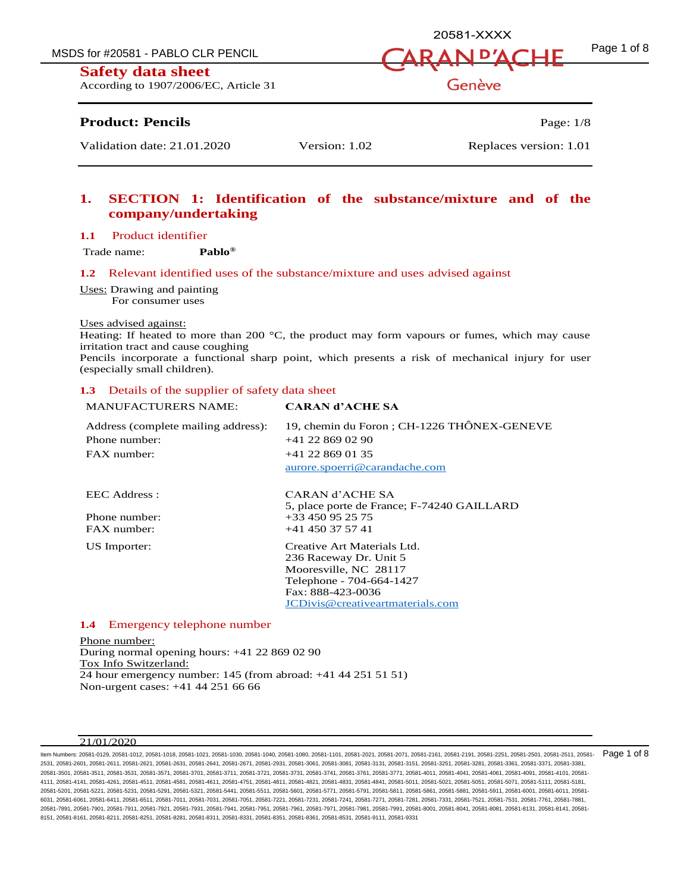# Safety data sheet

According to 1907/2006/EC, Article 31

**Product: Pencils**

Validation date: 21.01.2020 | Version: 1.02 | Replaces version: 1.01

## 1. SECTION 1: Identification of the substance/mixture and of the company/undertaking

### 1.1 Product identifier

Trade name: **Pablo®**

### 1.2 Relevant identified uses of the substance/mixture and uses advised against

Uses: Drawing and painting
For consumer uses

Uses advised against:
Heating: If heated to more than 200 °C, the product may form vapours or fumes, which may cause irritation tract and cause coughing
Pencils incorporate a functional sharp point, which presents a risk of mechanical injury for user (especially small children).

### 1.3 Details of the supplier of safety data sheet

| | |
|---|---|
| MANUFACTURERS NAME: | **CARAN d'ACHE SA** |
| Address (complete mailing address): | 19, chemin du Foron ; CH-1226 THÔNEX-GENEVE |
| Phone number: | +41 22 869 02 90 |
| FAX number: | +41 22 869 01 35 |
| | aurore.spoerri@carandache.com |
| EEC Address : | CARAN d'ACHE SA<br>5, place porte de France; F-74240 GAILLARD |
| Phone number: | +33 450 95 25 75 |
| FAX number: | +41 450 37 57 41 |
| US Importer: | Creative Art Materials Ltd.<br>236 Raceway Dr. Unit 5<br>Mooresville, NC 28117<br>Telephone - 704-664-1427<br>Fax: 888-423-0036<br>JCDivis@creativeartmaterials.com |

### 1.4 Emergency telephone number

Phone number:
During normal opening hours: +41 22 869 02 90
Tox Info Switzerland:
24 hour emergency number: 145 (from abroad: +41 44 251 51 51)
Non-urgent cases: +41 44 251 66 66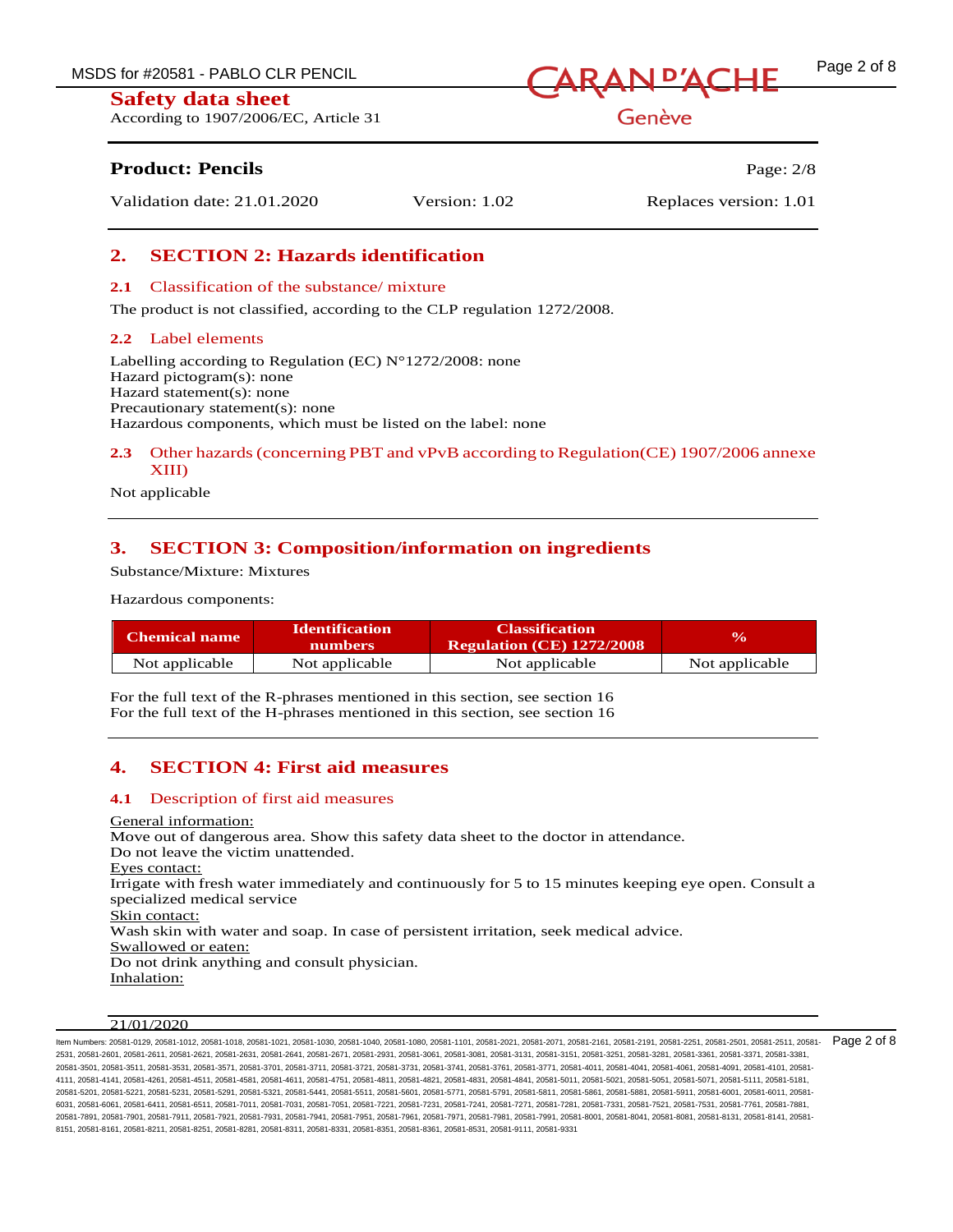## 2. SECTION 2: Hazards identification

### 2.1 Classification of the substance/ mixture

The product is not classified, according to the CLP regulation 1272/2008.

### 2.2 Label elements

Labelling according to Regulation (EC) N°1272/2008: none
Hazard pictogram(s): none
Hazard statement(s): none
Precautionary statement(s): none
Hazardous components, which must be listed on the label: none

### 2.3 Other hazards (concerning PBT and vPvB according to Regulation(CE) 1907/2006 annexe XIII)

Not applicable

## 3. SECTION 3: Composition/information on ingredients

Substance/Mixture: Mixtures

Hazardous components:

| Chemical name | Identification numbers | Classification Regulation (CE) 1272/2008 | % |
|---|---|---|---|
| Not applicable | Not applicable | Not applicable | Not applicable |

For the full text of the R-phrases mentioned in this section, see section 16
For the full text of the H-phrases mentioned in this section, see section 16

## 4. SECTION 4: First aid measures

### 4.1 Description of first aid measures

General information:
Move out of dangerous area. Show this safety data sheet to the doctor in attendance.
Do not leave the victim unattended.
Eyes contact:
Irrigate with fresh water immediately and continuously for 5 to 15 minutes keeping eye open. Consult a specialized medical service
Skin contact:
Wash skin with water and soap. In case of persistent irritation, seek medical advice.
Swallowed or eaten:
Do not drink anything and consult physician.
Inhalation: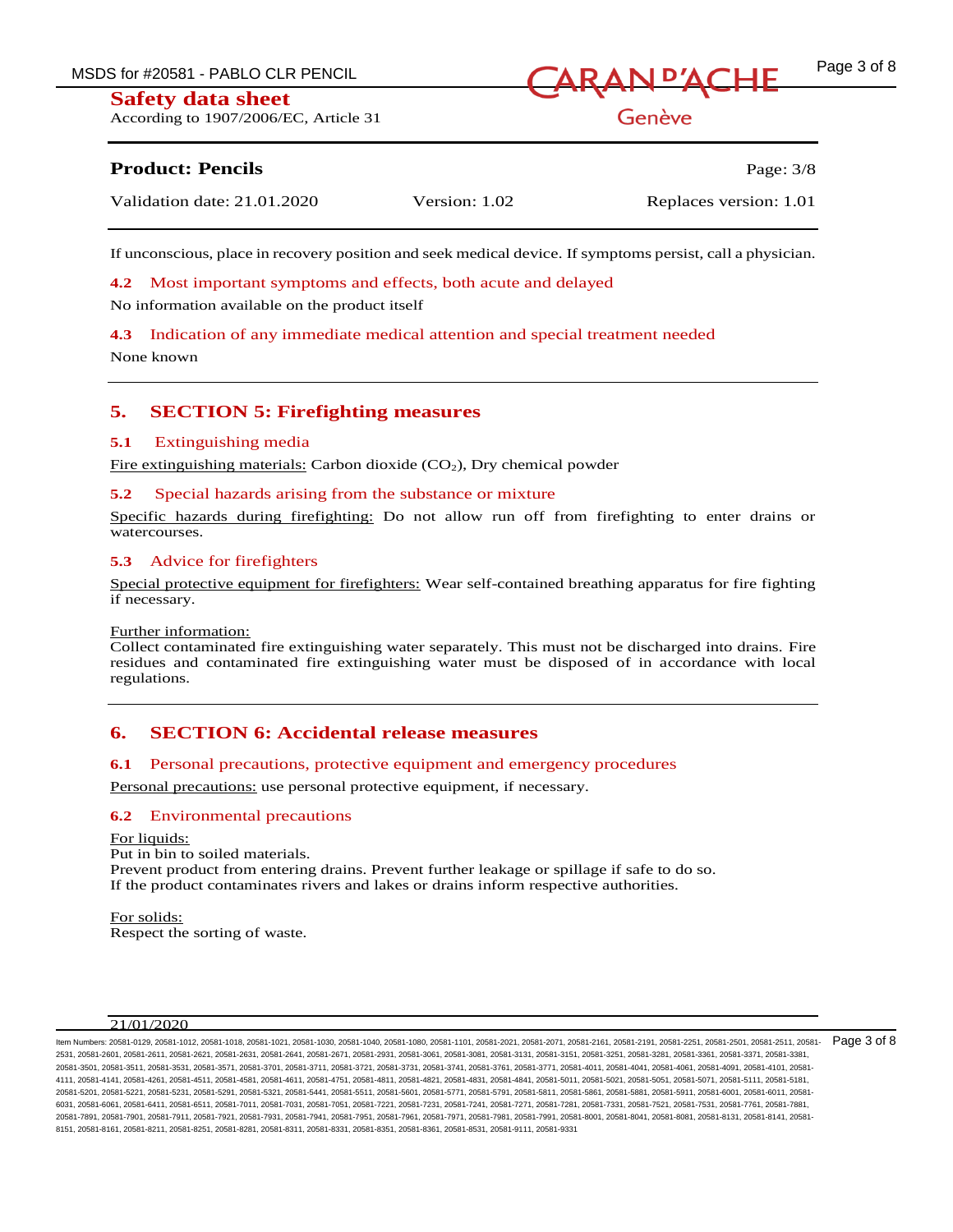If unconscious, place in recovery position and seek medical device. If symptoms persist, call a physician.

### 4.2 Most important symptoms and effects, both acute and delayed

No information available on the product itself

### 4.3 Indication of any immediate medical attention and special treatment needed

None known

## 5. SECTION 5: Firefighting measures

### 5.1 Extinguishing media

Fire extinguishing materials: Carbon dioxide ($CO_2$), Dry chemical powder

### 5.2 Special hazards arising from the substance or mixture

Specific hazards during firefighting: Do not allow run off from firefighting to enter drains or watercourses.

### 5.3 Advice for firefighters

Special protective equipment for firefighters: Wear self-contained breathing apparatus for fire fighting if necessary.

Further information:
Collect contaminated fire extinguishing water separately. This must not be discharged into drains. Fire residues and contaminated fire extinguishing water must be disposed of in accordance with local regulations.

## 6. SECTION 6: Accidental release measures

### 6.1 Personal precautions, protective equipment and emergency procedures

Personal precautions: use personal protective equipment, if necessary.

### 6.2 Environmental precautions

For liquids:
Put in bin to soiled materials.
Prevent product from entering drains. Prevent further leakage or spillage if safe to do so.
If the product contaminates rivers and lakes or drains inform respective authorities.

For solids:
Respect the sorting of waste.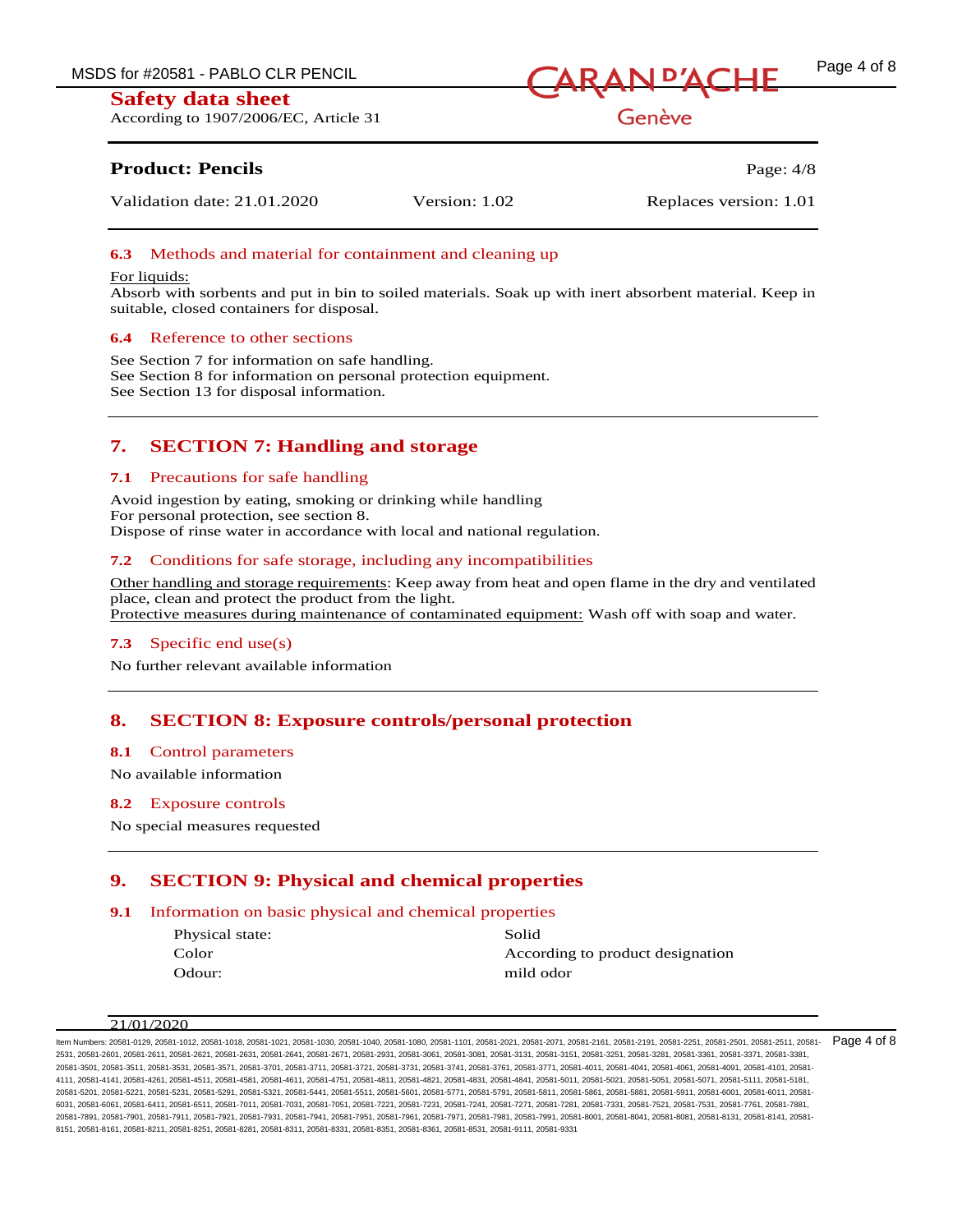### 6.3 Methods and material for containment and cleaning up

For liquids:
Absorb with sorbents and put in bin to soiled materials. Soak up with inert absorbent material. Keep in suitable, closed containers for disposal.

### 6.4 Reference to other sections

See Section 7 for information on safe handling.
See Section 8 for information on personal protection equipment.
See Section 13 for disposal information.

## 7. SECTION 7: Handling and storage

### 7.1 Precautions for safe handling

Avoid ingestion by eating, smoking or drinking while handling
For personal protection, see section 8.
Dispose of rinse water in accordance with local and national regulation.

### 7.2 Conditions for safe storage, including any incompatibilities

Other handling and storage requirements: Keep away from heat and open flame in the dry and ventilated place, clean and protect the product from the light.
Protective measures during maintenance of contaminated equipment: Wash off with soap and water.

### 7.3 Specific end use(s)

No further relevant available information

## 8. SECTION 8: Exposure controls/personal protection

### 8.1 Control parameters

No available information

### 8.2 Exposure controls

No special measures requested

## 9. SECTION 9: Physical and chemical properties

### 9.1 Information on basic physical and chemical properties

| | |
|---|---|
| Physical state: | Solid |
| Color | According to product designation |
| Odour: | mild odor |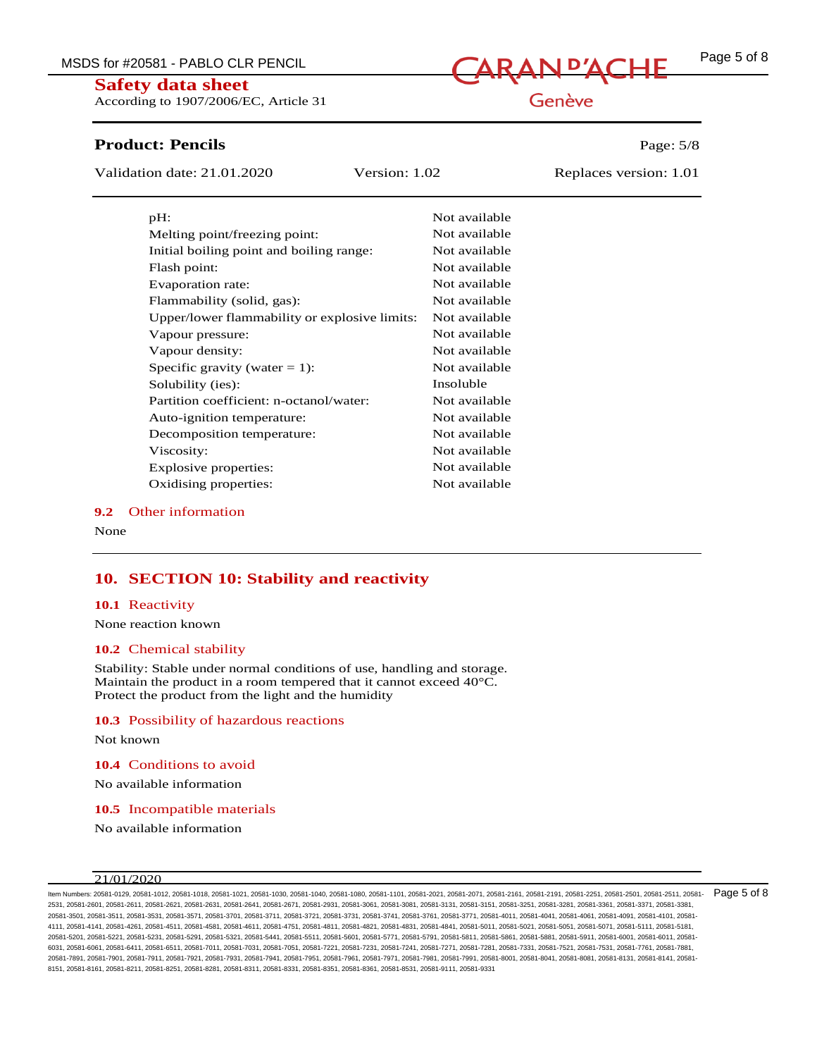| | |
|---|---|
| pH: | Not available |
| Melting point/freezing point: | Not available |
| Initial boiling point and boiling range: | Not available |
| Flash point: | Not available |
| Evaporation rate: | Not available |
| Flammability (solid, gas): | Not available |
| Upper/lower flammability or explosive limits: | Not available |
| Vapour pressure: | Not available |
| Vapour density: | Not available |
| Specific gravity (water = 1): | Not available |
| Solubility (ies): | Insoluble |
| Partition coefficient: n-octanol/water: | Not available |
| Auto-ignition temperature: | Not available |
| Decomposition temperature: | Not available |
| Viscosity: | Not available |
| Explosive properties: | Not available |
| Oxidising properties: | Not available |

### 9.2 Other information

None

## 10. SECTION 10: Stability and reactivity

### 10.1 Reactivity

None reaction known

### 10.2 Chemical stability

Stability: Stable under normal conditions of use, handling and storage.
Maintain the product in a room tempered that it cannot exceed 40°C.
Protect the product from the light and the humidity

### 10.3 Possibility of hazardous reactions

Not known

### 10.4 Conditions to avoid

No available information

### 10.5 Incompatible materials

No available information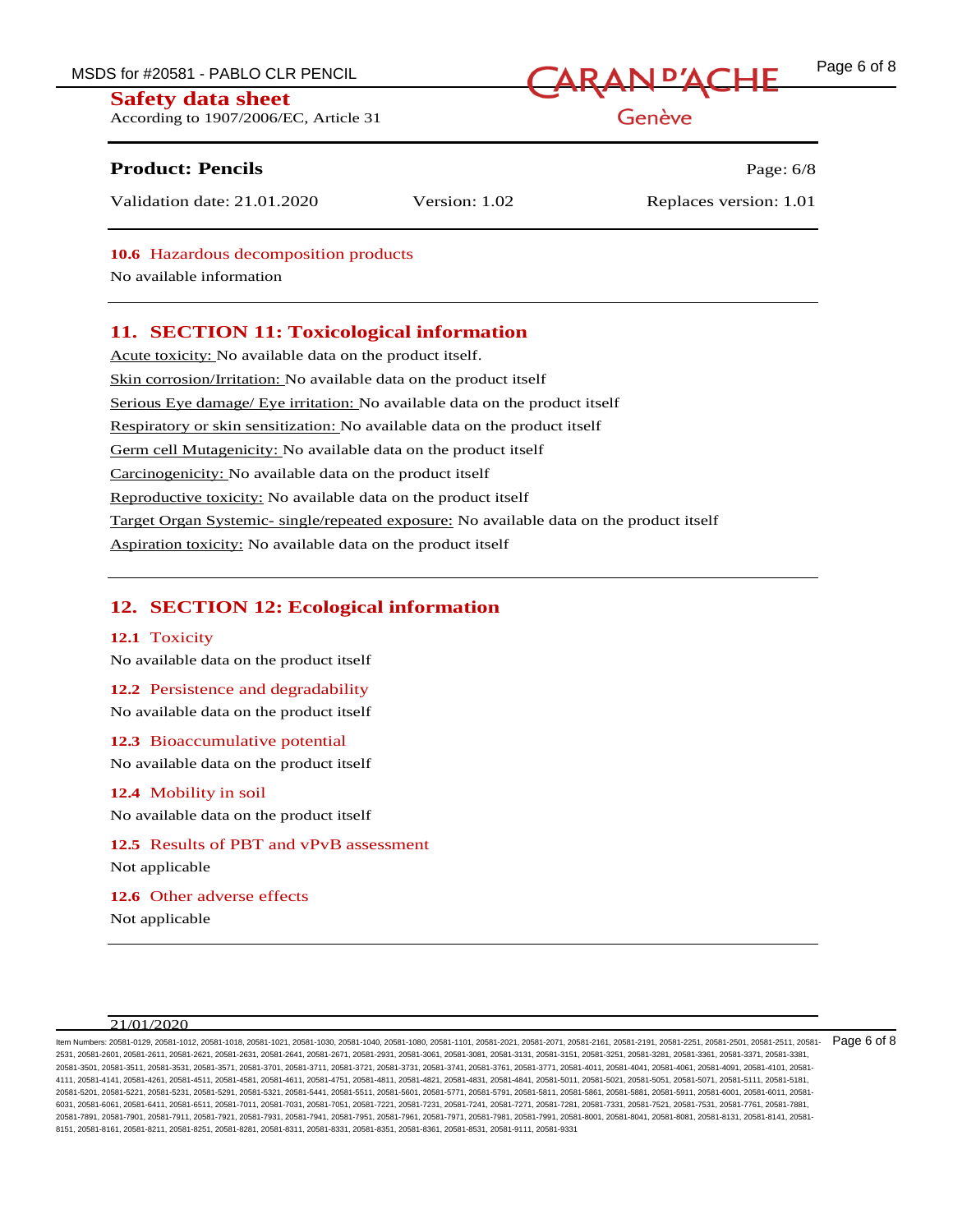### 10.6 Hazardous decomposition products

No available information

## 11. SECTION 11: Toxicological information

Acute toxicity: No available data on the product itself.

Skin corrosion/Irritation: No available data on the product itself

Serious Eye damage/ Eye irritation: No available data on the product itself

Respiratory or skin sensitization: No available data on the product itself

Germ cell Mutagenicity: No available data on the product itself

Carcinogenicity: No available data on the product itself

Reproductive toxicity: No available data on the product itself

Target Organ Systemic- single/repeated exposure: No available data on the product itself

Aspiration toxicity: No available data on the product itself

## 12. SECTION 12: Ecological information

### 12.1 Toxicity

No available data on the product itself

### 12.2 Persistence and degradability

No available data on the product itself

### 12.3 Bioaccumulative potential

No available data on the product itself

### 12.4 Mobility in soil

No available data on the product itself

### 12.5 Results of PBT and vPvB assessment

Not applicable

### 12.6 Other adverse effects

Not applicable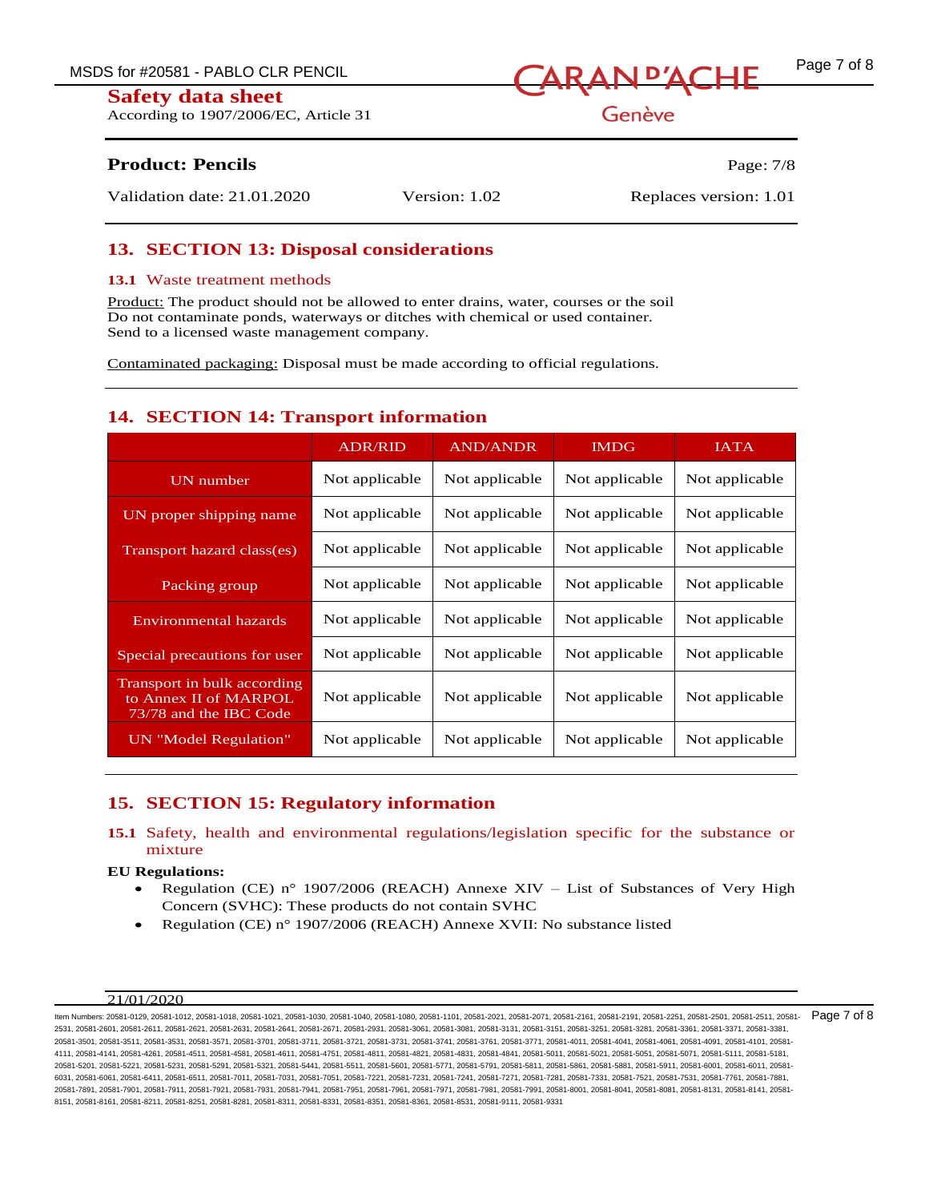## 13. SECTION 13: Disposal considerations

### 13.1 Waste treatment methods

Product: The product should not be allowed to enter drains, water, courses or the soil
Do not contaminate ponds, waterways or ditches with chemical or used container.
Send to a licensed waste management company.

Contaminated packaging: Disposal must be made according to official regulations.

## 14. SECTION 14: Transport information

| | ADR/RID | AND/ANDR | IMDG | IATA |
|---|---|---|---|---|
| UN number | Not applicable | Not applicable | Not applicable | Not applicable |
| UN proper shipping name | Not applicable | Not applicable | Not applicable | Not applicable |
| Transport hazard class(es) | Not applicable | Not applicable | Not applicable | Not applicable |
| Packing group | Not applicable | Not applicable | Not applicable | Not applicable |
| Environmental hazards | Not applicable | Not applicable | Not applicable | Not applicable |
| Special precautions for user | Not applicable | Not applicable | Not applicable | Not applicable |
| Transport in bulk according to Annex II of MARPOL 73/78 and the IBC Code | Not applicable | Not applicable | Not applicable | Not applicable |
| UN "Model Regulation" | Not applicable | Not applicable | Not applicable | Not applicable |

## 15. SECTION 15: Regulatory information

### 15.1 Safety, health and environmental regulations/legislation specific for the substance or mixture

**EU Regulations:**

- Regulation (CE) n° 1907/2006 (REACH) Annexe XIV – List of Substances of Very High Concern (SVHC): These products do not contain SVHC
- Regulation (CE) n° 1907/2006 (REACH) Annexe XVII: No substance listed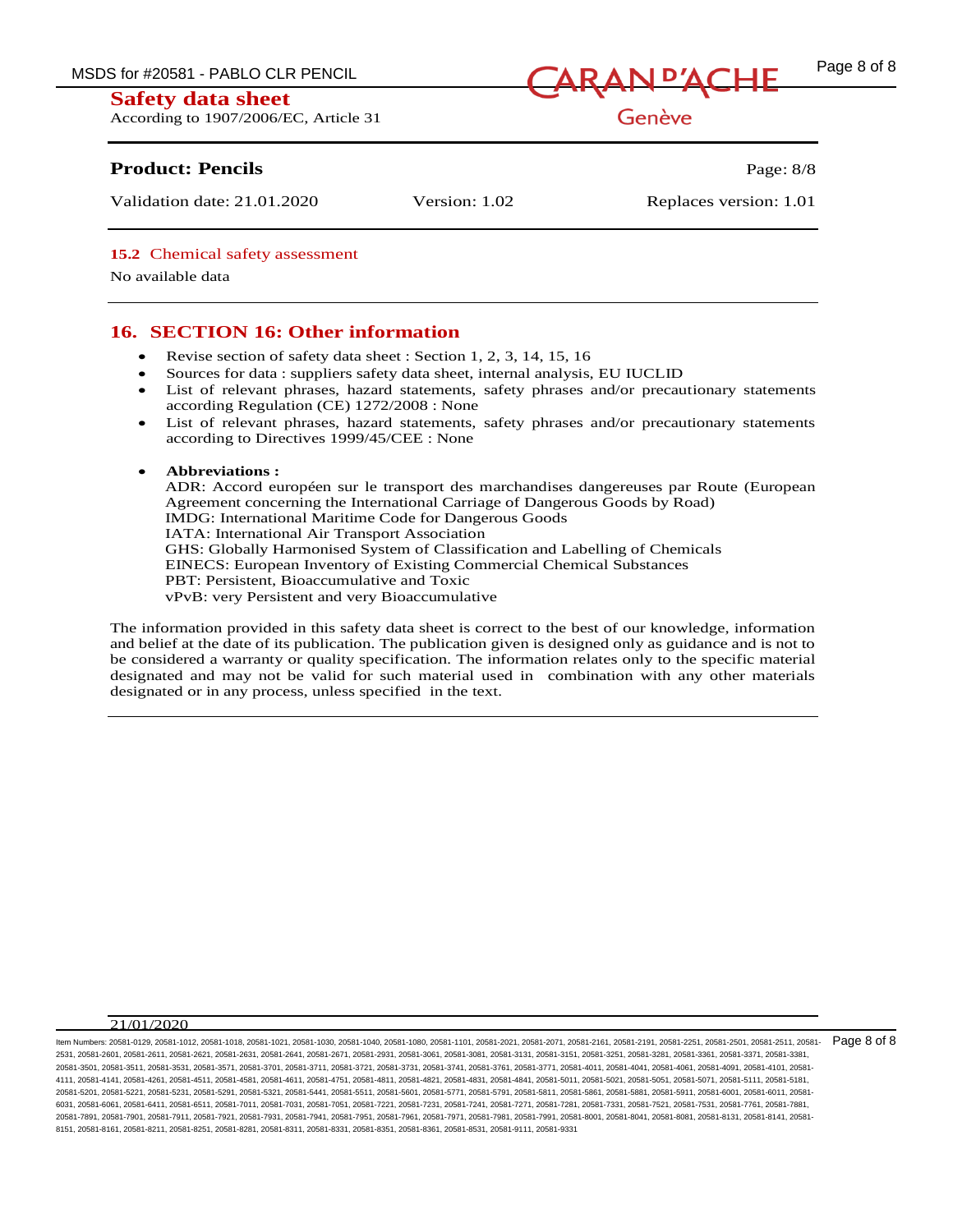**15.2** Chemical safety assessment

No available data

## 16. SECTION 16: Other information

- Revise section of safety data sheet : Section 1, 2, 3, 14, 15, 16
- Sources for data : suppliers safety data sheet, internal analysis, EU IUCLID
- List of relevant phrases, hazard statements, safety phrases and/or precautionary statements according Regulation (CE) 1272/2008 : None
- List of relevant phrases, hazard statements, safety phrases and/or precautionary statements according to Directives 1999/45/CEE : None

- **Abbreviations :**
  ADR: Accord européen sur le transport des marchandises dangereuses par Route (European Agreement concerning the International Carriage of Dangerous Goods by Road)
  IMDG: International Maritime Code for Dangerous Goods
  IATA: International Air Transport Association
  GHS: Globally Harmonised System of Classification and Labelling of Chemicals
  EINECS: European Inventory of Existing Commercial Chemical Substances
  PBT: Persistent, Bioaccumulative and Toxic
  vPvB: very Persistent and very Bioaccumulative

The information provided in this safety data sheet is correct to the best of our knowledge, information and belief at the date of its publication. The publication given is designed only as guidance and is not to be considered a warranty or quality specification. The information relates only to the specific material designated and may not be valid for such material used in combination with any other materials designated or in any process, unless specified in the text.